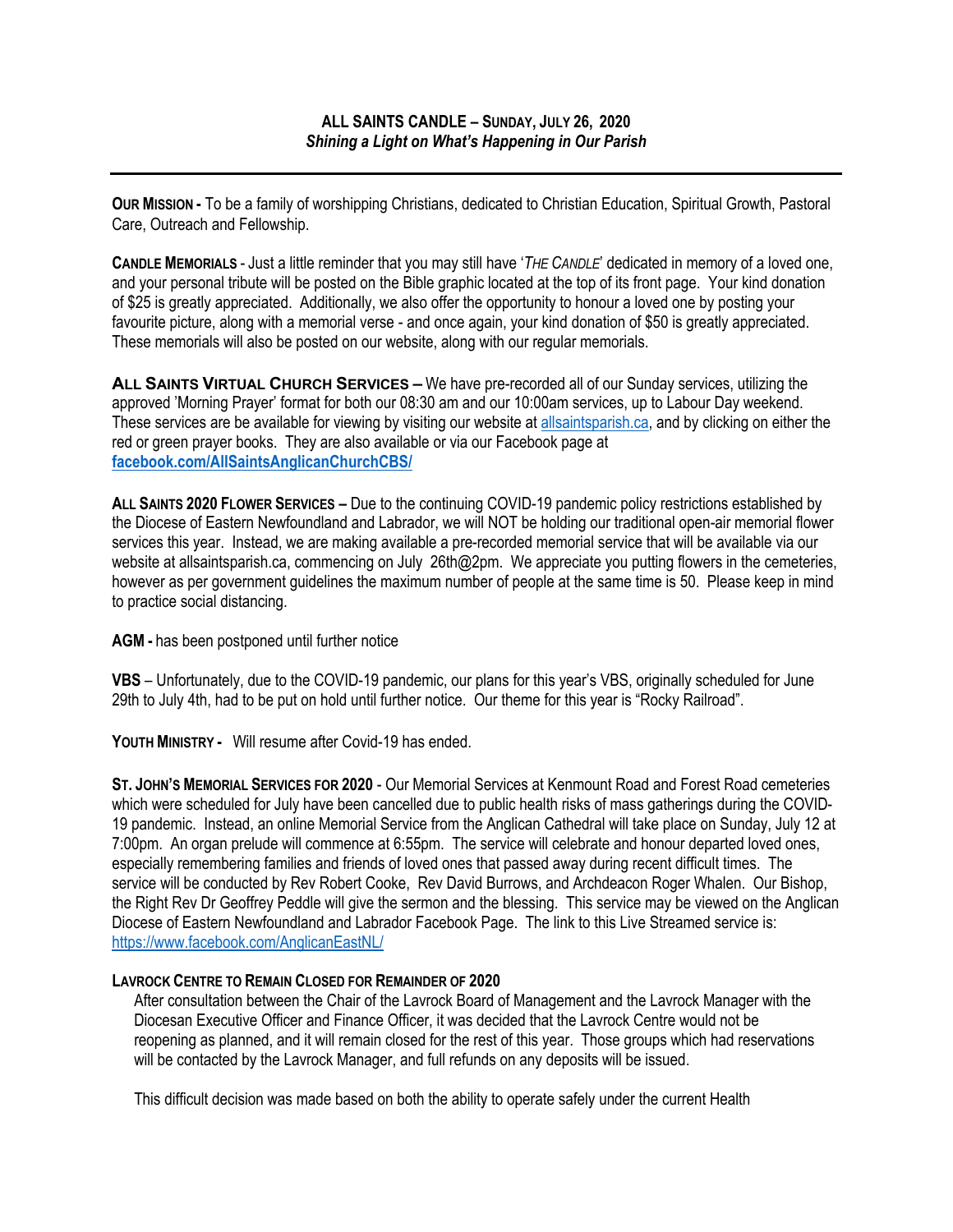**ALL SAINTS CANDLE – SUNDAY, JULY 26, 2020**
***Shining a Light on What's Happening in Our Parish***

---

**OUR MISSION -** To be a family of worshipping Christians, dedicated to Christian Education, Spiritual Growth, Pastoral Care, Outreach and Fellowship.

**CANDLE MEMORIALS** - Just a little reminder that you may still have '*THE CANDLE*' dedicated in memory of a loved one, and your personal tribute will be posted on the Bible graphic located at the top of its front page. Your kind donation of $25 is greatly appreciated. Additionally, we also offer the opportunity to honour a loved one by posting your favourite picture, along with a memorial verse - and once again, your kind donation of $50 is greatly appreciated. These memorials will also be posted on our website, along with our regular memorials.

**ALL SAINTS VIRTUAL CHURCH SERVICES –** We have pre-recorded all of our Sunday services, utilizing the approved 'Morning Prayer' format for both our 08:30 am and our 10:00am services, up to Labour Day weekend. These services are be available for viewing by visiting our website at allsaintsparish.ca, and by clicking on either the red or green prayer books. They are also available or via our Facebook page at **facebook.com/AllSaintsAnglicanChurchCBS/**

**ALL SAINTS 2020 FLOWER SERVICES –** Due to the continuing COVID-19 pandemic policy restrictions established by the Diocese of Eastern Newfoundland and Labrador, we will NOT be holding our traditional open-air memorial flower services this year. Instead, we are making available a pre-recorded memorial service that will be available via our website at allsaintsparish.ca, commencing on July 26th@2pm. We appreciate you putting flowers in the cemeteries, however as per government guidelines the maximum number of people at the same time is 50. Please keep in mind to practice social distancing.

**AGM -** has been postponed until further notice

**VBS** – Unfortunately, due to the COVID-19 pandemic, our plans for this year's VBS, originally scheduled for June 29th to July 4th, had to be put on hold until further notice. Our theme for this year is "Rocky Railroad".

**YOUTH MINISTRY -** Will resume after Covid-19 has ended.

**ST. JOHN'S MEMORIAL SERVICES FOR 2020** - Our Memorial Services at Kenmount Road and Forest Road cemeteries which were scheduled for July have been cancelled due to public health risks of mass gatherings during the COVID-19 pandemic. Instead, an online Memorial Service from the Anglican Cathedral will take place on Sunday, July 12 at 7:00pm. An organ prelude will commence at 6:55pm. The service will celebrate and honour departed loved ones, especially remembering families and friends of loved ones that passed away during recent difficult times. The service will be conducted by Rev Robert Cooke, Rev David Burrows, and Archdeacon Roger Whalen. Our Bishop, the Right Rev Dr Geoffrey Peddle will give the sermon and the blessing. This service may be viewed on the Anglican Diocese of Eastern Newfoundland and Labrador Facebook Page. The link to this Live Streamed service is: https://www.facebook.com/AnglicanEastNL/

**LAVROCK CENTRE TO REMAIN CLOSED FOR REMAINDER OF 2020**

After consultation between the Chair of the Lavrock Board of Management and the Lavrock Manager with the Diocesan Executive Officer and Finance Officer, it was decided that the Lavrock Centre would not be reopening as planned, and it will remain closed for the rest of this year. Those groups which had reservations will be contacted by the Lavrock Manager, and full refunds on any deposits will be issued.

This difficult decision was made based on both the ability to operate safely under the current Health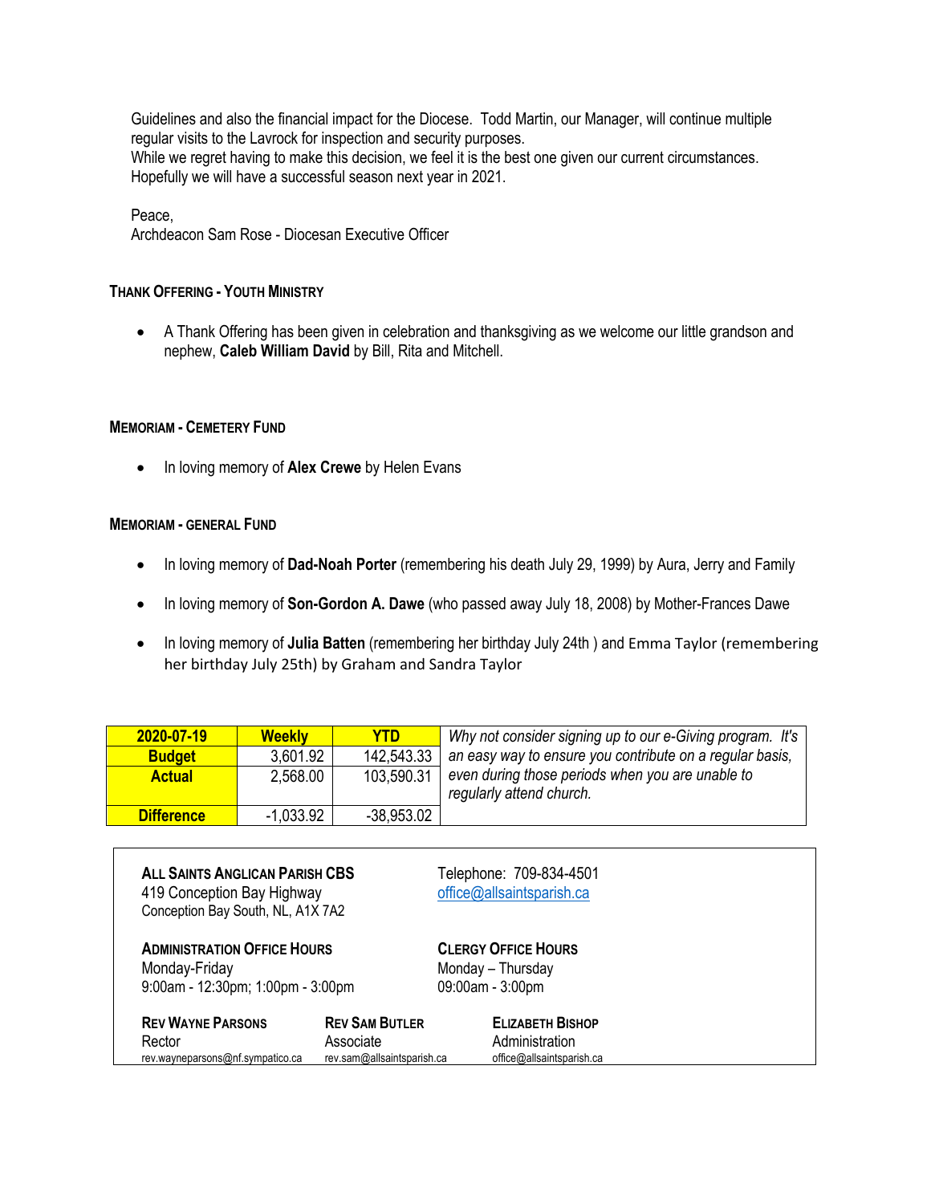Guidelines and also the financial impact for the Diocese. Todd Martin, our Manager, will continue multiple regular visits to the Lavrock for inspection and security purposes.
While we regret having to make this decision, we feel it is the best one given our current circumstances. Hopefully we will have a successful season next year in 2021.

Peace,
Archdeacon Sam Rose - Diocesan Executive Officer

### THANK OFFERING - YOUTH MINISTRY

- A Thank Offering has been given in celebration and thanksgiving as we welcome our little grandson and nephew, **Caleb William David** by Bill, Rita and Mitchell.

### MEMORIAM - CEMETERY FUND

- In loving memory of **Alex Crewe** by Helen Evans

### MEMORIAM - GENERAL FUND

- In loving memory of **Dad-Noah Porter** (remembering his death July 29, 1999) by Aura, Jerry and Family
- In loving memory of **Son-Gordon A. Dawe** (who passed away July 18, 2008) by Mother-Frances Dawe
- In loving memory of **Julia Batten** (remembering her birthday July 24th ) and Emma Taylor (remembering her birthday July 25th) by Graham and Sandra Taylor

| 2020-07-19 | Weekly | YTD |
|---|---|---|
| Budget | 3,601.92 | 142,543.33 |
| Actual | 2,568.00 | 103,590.31 |
| Difference | -1,033.92 | -38,953.02 |

*Why not consider signing up to our e-Giving program. It's an easy way to ensure you contribute on a regular basis, even during those periods when you are unable to regularly attend church.*

**ALL SAINTS ANGLICAN PARISH CBS**
419 Conception Bay Highway
Conception Bay South, NL, A1X 7A2

Telephone: 709-834-4501
office@allsaintsparish.ca

**ADMINISTRATION OFFICE HOURS**
Monday-Friday
9:00am - 12:30pm; 1:00pm - 3:00pm

**CLERGY OFFICE HOURS**
Monday – Thursday
09:00am - 3:00pm

**REV WAYNE PARSONS**
Rector
rev.wayneparsons@nf.sympatico.ca

**REV SAM BUTLER**
Associate
rev.sam@allsaintsparish.ca

**ELIZABETH BISHOP**
Administration
office@allsaintsparish.ca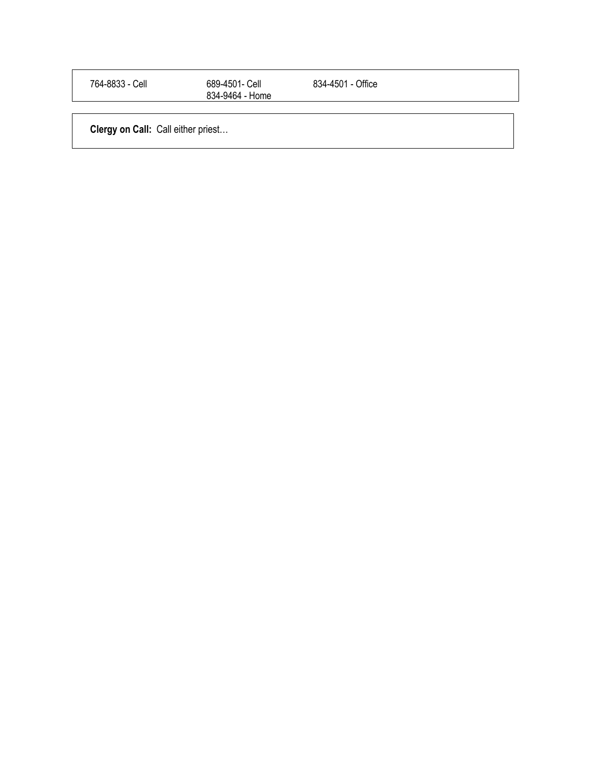| | | |
|---|---|---|
| 764-8833 - Cell | 689-4501- Cell<br>834-9464 - Home | 834-4501 - Office |

**Clergy on Call:** Call either priest…